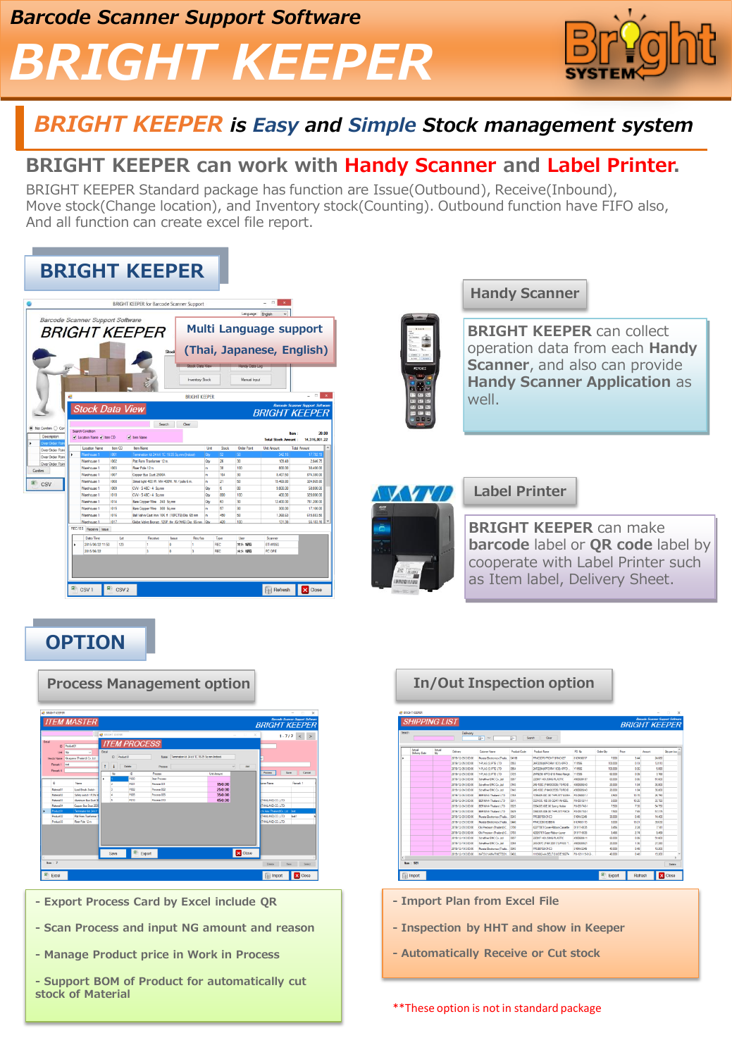# Barcode Scanner Support Software

# BRIGHT KEEPER

## BRIGHT KEEPER is Easy and Simple Stock management system

### BRIGHT KEEPER can work with Handy Scanner and Label Printer.

BRIGHT KEEPER Standard package has function are Issue(Outbound), Receive(Inbound), Move stock(Change location), and Inventory stock(Counting). Outbound function have FIFO also, And all function can create excel file report.

## BRIGHT KEEPER

**Multi Language support (Thai, Japanese, English)**

### Handy Scanner

**BRIGHT KEEPER** can collect operation data from each **Handy Scanner**, and also can provide **Handy Scanner Application** as well.

### Label Printer

**BRIGHT KEEPER** can make **barcode** label or **QR code** label by cooperate with Label Printer such as Item label, Delivery Sheet.

## OPTION

### Process Management option

- Export Process Card by Excel include QR
- Scan Process and input NG amount and reason
- Manage Product price in Work in Process
- Support BOM of Product for automatically cut stock of Material

### In/Out Inspection option

- Import Plan from Excel File
- Inspection by HHT and show in Keeper
- Automatically Receive or Cut stock

**These option is not in standard package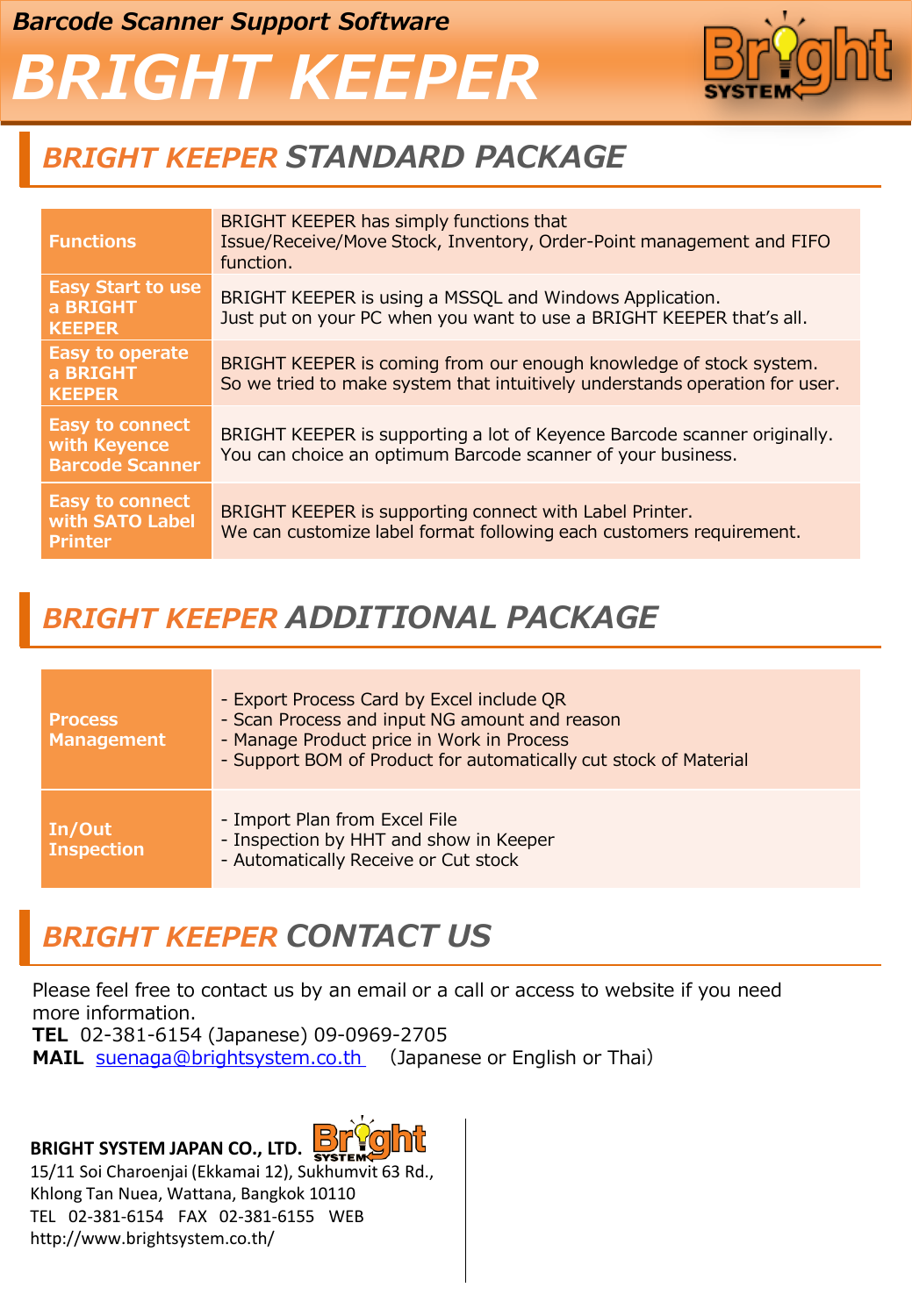*Barcode Scanner Support Software*

# *BRIGHT KEEPER*

## *BRIGHT KEEPER STANDARD PACKAGE*

| | |
|---|---|
| **Functions** | BRIGHT KEEPER has simply functions that Issue/Receive/Move Stock, Inventory, Order-Point management and FIFO function. |
| **Easy Start to use a BRIGHT KEEPER** | BRIGHT KEEPER is using a MSSQL and Windows Application. Just put on your PC when you want to use a BRIGHT KEEPER that's all. |
| **Easy to operate a BRIGHT KEEPER** | BRIGHT KEEPER is coming from our enough knowledge of stock system. So we tried to make system that intuitively understands operation for user. |
| **Easy to connect with Keyence Barcode Scanner** | BRIGHT KEEPER is supporting a lot of Keyence Barcode scanner originally. You can choice an optimum Barcode scanner of your business. |
| **Easy to connect with SATO Label Printer** | BRIGHT KEEPER is supporting connect with Label Printer. We can customize label format following each customers requirement. |

## *BRIGHT KEEPER ADDITIONAL PACKAGE*

| | |
|---|---|
| **Process Management** | - Export Process Card by Excel include QR<br>- Scan Process and input NG amount and reason<br>- Manage Product price in Work in Process<br>- Support BOM of Product for automatically cut stock of Material |
| **In/Out Inspection** | - Import Plan from Excel File<br>- Inspection by HHT and show in Keeper<br>- Automatically Receive or Cut stock |

## *BRIGHT KEEPER CONTACT US*

Please feel free to contact us by an email or a call or access to website if you need more information.

**TEL** 02-381-6154 (Japanese) 09-0969-2705

**MAIL** suenaga@brightsystem.co.th (Japanese or English or Thai)

**BRIGHT SYSTEM JAPAN CO., LTD.**

15/11 Soi Charoenjai (Ekkamai 12), Sukhumvit 63 Rd.,
Khlong Tan Nuea, Wattana, Bangkok 10110
TEL 02-381-6154 FAX 02-381-6155 WEB
http://www.brightsystem.co.th/